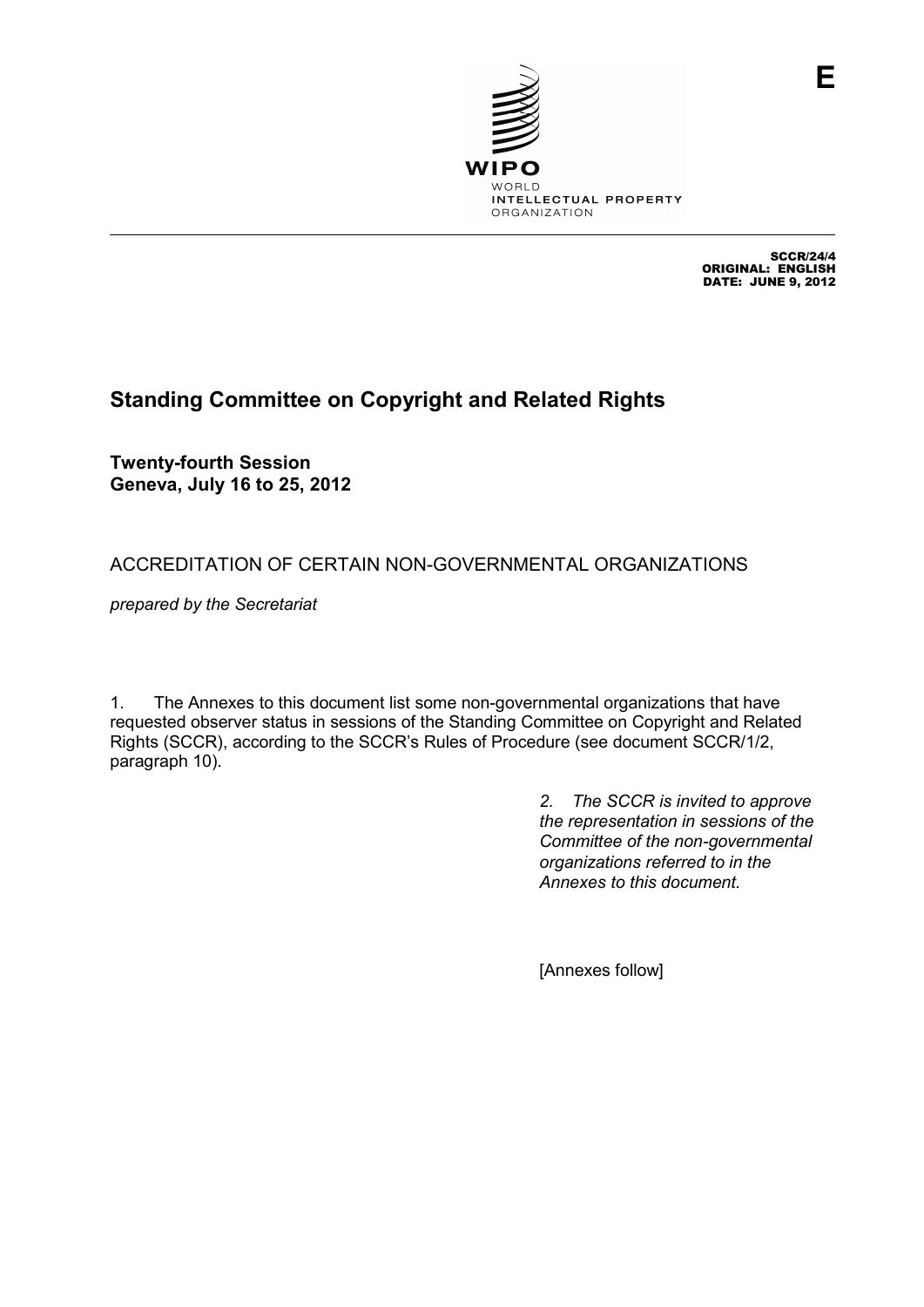E

WIPO
WORLD
INTELLECTUAL PROPERTY
ORGANIZATION

SCCR/24/4
ORIGINAL: ENGLISH
DATE: JUNE 9, 2012

# Standing Committee on Copyright and Related Rights

**Twenty-fourth Session**
**Geneva, July 16 to 25, 2012**

ACCREDITATION OF CERTAIN NON-GOVERNMENTAL ORGANIZATIONS

*prepared by the Secretariat*

1. The Annexes to this document list some non-governmental organizations that have requested observer status in sessions of the Standing Committee on Copyright and Related Rights (SCCR), according to the SCCR's Rules of Procedure (see document SCCR/1/2, paragraph 10).

*2. The SCCR is invited to approve the representation in sessions of the Committee of the non-governmental organizations referred to in the Annexes to this document.*

[Annexes follow]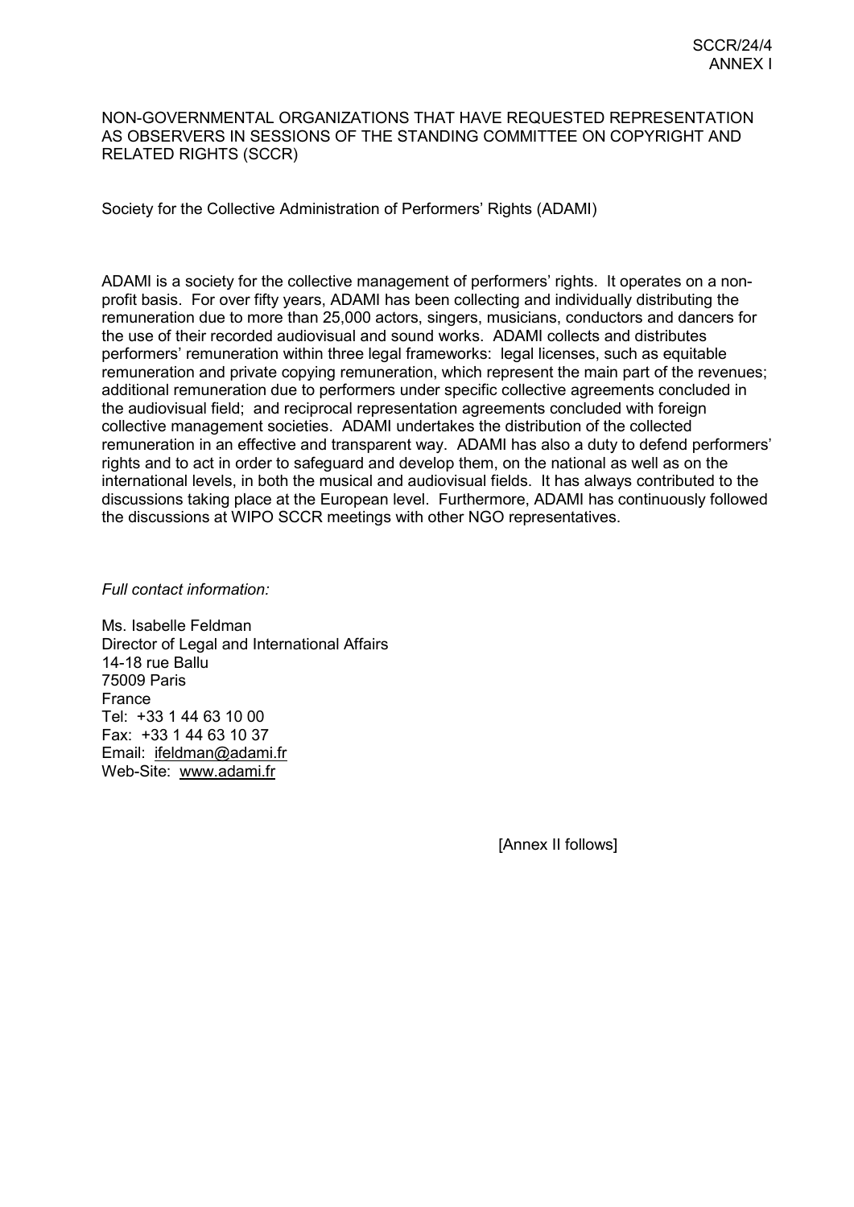NON-GOVERNMENTAL ORGANIZATIONS THAT HAVE REQUESTED REPRESENTATION AS OBSERVERS IN SESSIONS OF THE STANDING COMMITTEE ON COPYRIGHT AND RELATED RIGHTS (SCCR)

Society for the Collective Administration of Performers' Rights (ADAMI)

ADAMI is a society for the collective management of performers' rights. It operates on a non-profit basis. For over fifty years, ADAMI has been collecting and individually distributing the remuneration due to more than 25,000 actors, singers, musicians, conductors and dancers for the use of their recorded audiovisual and sound works. ADAMI collects and distributes performers' remuneration within three legal frameworks: legal licenses, such as equitable remuneration and private copying remuneration, which represent the main part of the revenues; additional remuneration due to performers under specific collective agreements concluded in the audiovisual field; and reciprocal representation agreements concluded with foreign collective management societies. ADAMI undertakes the distribution of the collected remuneration in an effective and transparent way. ADAMI has also a duty to defend performers' rights and to act in order to safeguard and develop them, on the national as well as on the international levels, in both the musical and audiovisual fields. It has always contributed to the discussions taking place at the European level. Furthermore, ADAMI has continuously followed the discussions at WIPO SCCR meetings with other NGO representatives.

*Full contact information:*

Ms. Isabelle Feldman
Director of Legal and International Affairs
14-18 rue Ballu
75009 Paris
France
Tel: +33 1 44 63 10 00
Fax: +33 1 44 63 10 37
Email: ifeldman@adami.fr
Web-Site: www.adami.fr

[Annex II follows]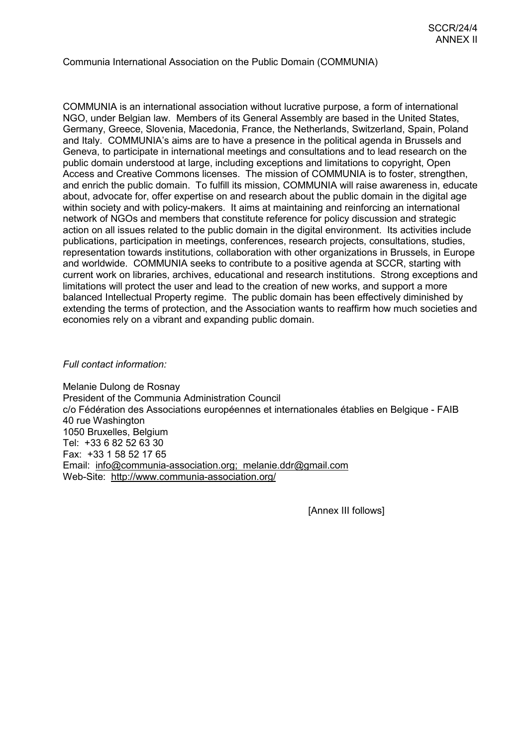Communia International Association on the Public Domain (COMMUNIA)

COMMUNIA is an international association without lucrative purpose, a form of international NGO, under Belgian law. Members of its General Assembly are based in the United States, Germany, Greece, Slovenia, Macedonia, France, the Netherlands, Switzerland, Spain, Poland and Italy. COMMUNIA's aims are to have a presence in the political agenda in Brussels and Geneva, to participate in international meetings and consultations and to lead research on the public domain understood at large, including exceptions and limitations to copyright, Open Access and Creative Commons licenses. The mission of COMMUNIA is to foster, strengthen, and enrich the public domain. To fulfill its mission, COMMUNIA will raise awareness in, educate about, advocate for, offer expertise on and research about the public domain in the digital age within society and with policy-makers. It aims at maintaining and reinforcing an international network of NGOs and members that constitute reference for policy discussion and strategic action on all issues related to the public domain in the digital environment. Its activities include publications, participation in meetings, conferences, research projects, consultations, studies, representation towards institutions, collaboration with other organizations in Brussels, in Europe and worldwide. COMMUNIA seeks to contribute to a positive agenda at SCCR, starting with current work on libraries, archives, educational and research institutions. Strong exceptions and limitations will protect the user and lead to the creation of new works, and support a more balanced Intellectual Property regime. The public domain has been effectively diminished by extending the terms of protection, and the Association wants to reaffirm how much societies and economies rely on a vibrant and expanding public domain.

*Full contact information:*

Melanie Dulong de Rosnay
President of the Communia Administration Council
c/o Fédération des Associations européennes et internationales établies en Belgique - FAIB
40 rue Washington
1050 Bruxelles, Belgium
Tel: +33 6 82 52 63 30
Fax: +33 1 58 52 17 65
Email: info@communia-association.org; melanie.ddr@gmail.com
Web-Site: http://www.communia-association.org/

[Annex III follows]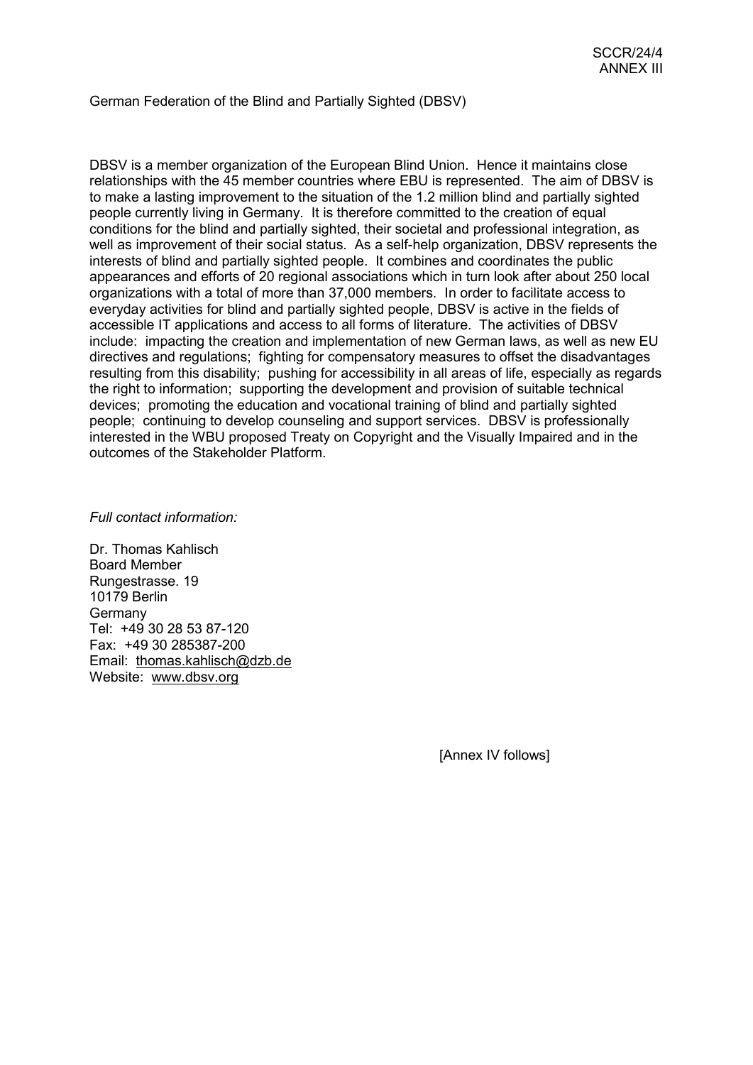German Federation of the Blind and Partially Sighted (DBSV)

DBSV is a member organization of the European Blind Union. Hence it maintains close relationships with the 45 member countries where EBU is represented. The aim of DBSV is to make a lasting improvement to the situation of the 1.2 million blind and partially sighted people currently living in Germany. It is therefore committed to the creation of equal conditions for the blind and partially sighted, their societal and professional integration, as well as improvement of their social status. As a self-help organization, DBSV represents the interests of blind and partially sighted people. It combines and coordinates the public appearances and efforts of 20 regional associations which in turn look after about 250 local organizations with a total of more than 37,000 members. In order to facilitate access to everyday activities for blind and partially sighted people, DBSV is active in the fields of accessible IT applications and access to all forms of literature. The activities of DBSV include: impacting the creation and implementation of new German laws, as well as new EU directives and regulations; fighting for compensatory measures to offset the disadvantages resulting from this disability; pushing for accessibility in all areas of life, especially as regards the right to information; supporting the development and provision of suitable technical devices; promoting the education and vocational training of blind and partially sighted people; continuing to develop counseling and support services. DBSV is professionally interested in the WBU proposed Treaty on Copyright and the Visually Impaired and in the outcomes of the Stakeholder Platform.

*Full contact information:*

Dr. Thomas Kahlisch
Board Member
Rungestrasse. 19
10179 Berlin
Germany
Tel: +49 30 28 53 87-120
Fax: +49 30 285387-200
Email: thomas.kahlisch@dzb.de
Website: www.dbsv.org

[Annex IV follows]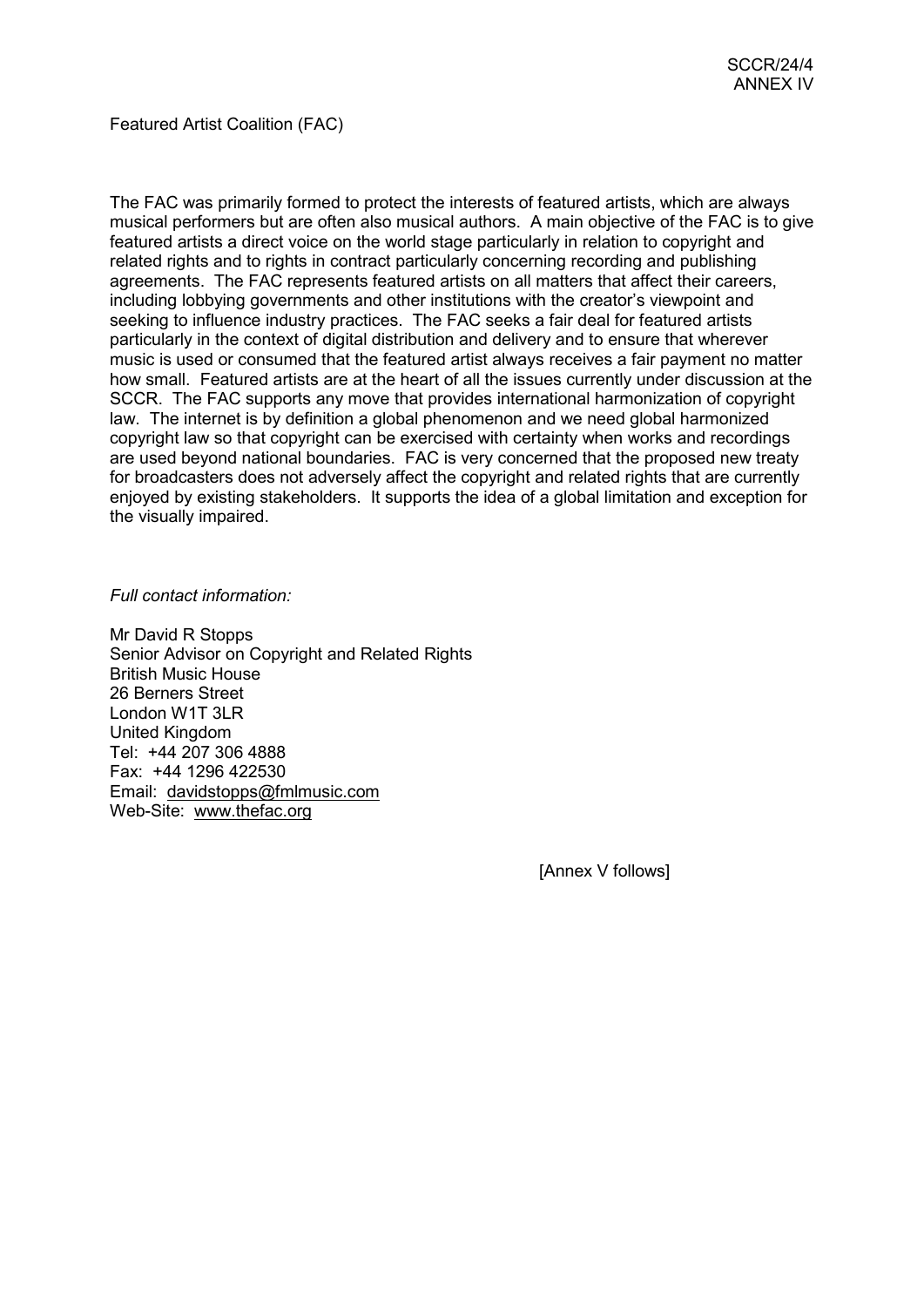Featured Artist Coalition (FAC)

The FAC was primarily formed to protect the interests of featured artists, which are always musical performers but are often also musical authors. A main objective of the FAC is to give featured artists a direct voice on the world stage particularly in relation to copyright and related rights and to rights in contract particularly concerning recording and publishing agreements. The FAC represents featured artists on all matters that affect their careers, including lobbying governments and other institutions with the creator's viewpoint and seeking to influence industry practices. The FAC seeks a fair deal for featured artists particularly in the context of digital distribution and delivery and to ensure that wherever music is used or consumed that the featured artist always receives a fair payment no matter how small. Featured artists are at the heart of all the issues currently under discussion at the SCCR. The FAC supports any move that provides international harmonization of copyright law. The internet is by definition a global phenomenon and we need global harmonized copyright law so that copyright can be exercised with certainty when works and recordings are used beyond national boundaries. FAC is very concerned that the proposed new treaty for broadcasters does not adversely affect the copyright and related rights that are currently enjoyed by existing stakeholders. It supports the idea of a global limitation and exception for the visually impaired.

*Full contact information:*

Mr David R Stopps
Senior Advisor on Copyright and Related Rights
British Music House
26 Berners Street
London W1T 3LR
United Kingdom
Tel: +44 207 306 4888
Fax: +44 1296 422530
Email: davidstopps@fmlmusic.com
Web-Site: www.thefac.org

[Annex V follows]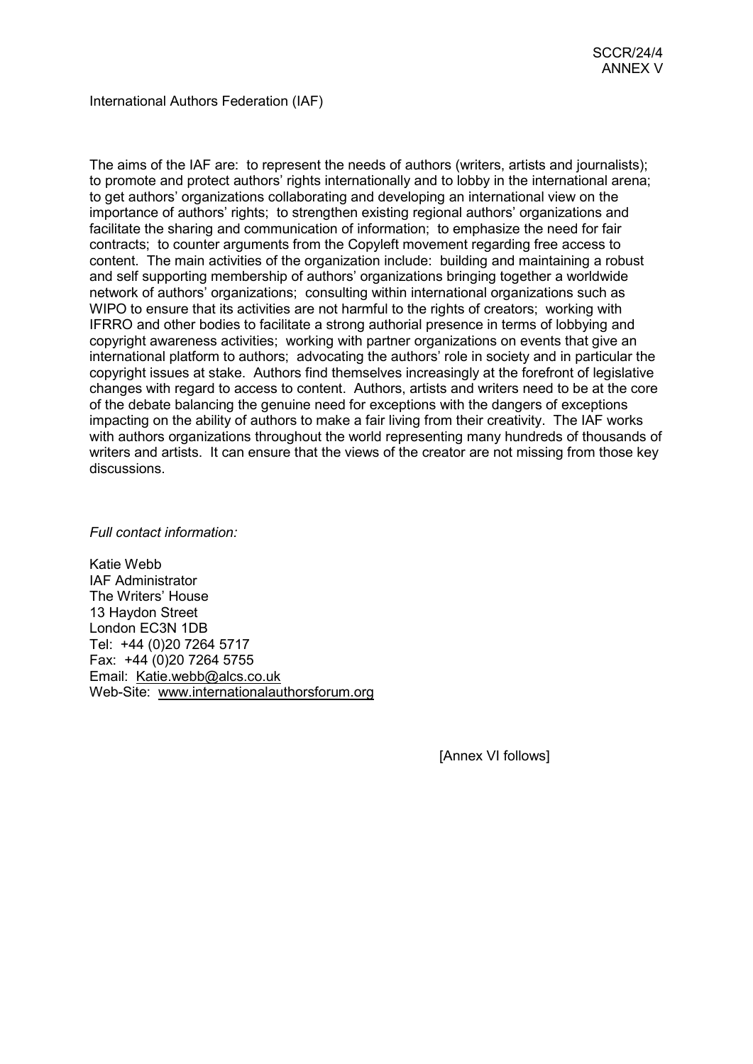International Authors Federation (IAF)

The aims of the IAF are: to represent the needs of authors (writers, artists and journalists); to promote and protect authors' rights internationally and to lobby in the international arena; to get authors' organizations collaborating and developing an international view on the importance of authors' rights; to strengthen existing regional authors' organizations and facilitate the sharing and communication of information; to emphasize the need for fair contracts; to counter arguments from the Copyleft movement regarding free access to content. The main activities of the organization include: building and maintaining a robust and self supporting membership of authors' organizations bringing together a worldwide network of authors' organizations; consulting within international organizations such as WIPO to ensure that its activities are not harmful to the rights of creators; working with IFRRO and other bodies to facilitate a strong authorial presence in terms of lobbying and copyright awareness activities; working with partner organizations on events that give an international platform to authors; advocating the authors' role in society and in particular the copyright issues at stake. Authors find themselves increasingly at the forefront of legislative changes with regard to access to content. Authors, artists and writers need to be at the core of the debate balancing the genuine need for exceptions with the dangers of exceptions impacting on the ability of authors to make a fair living from their creativity. The IAF works with authors organizations throughout the world representing many hundreds of thousands of writers and artists. It can ensure that the views of the creator are not missing from those key discussions.

*Full contact information:*

Katie Webb
IAF Administrator
The Writers' House
13 Haydon Street
London EC3N 1DB
Tel: +44 (0)20 7264 5717
Fax: +44 (0)20 7264 5755
Email: Katie.webb@alcs.co.uk
Web-Site: www.internationalauthorsforum.org

[Annex VI follows]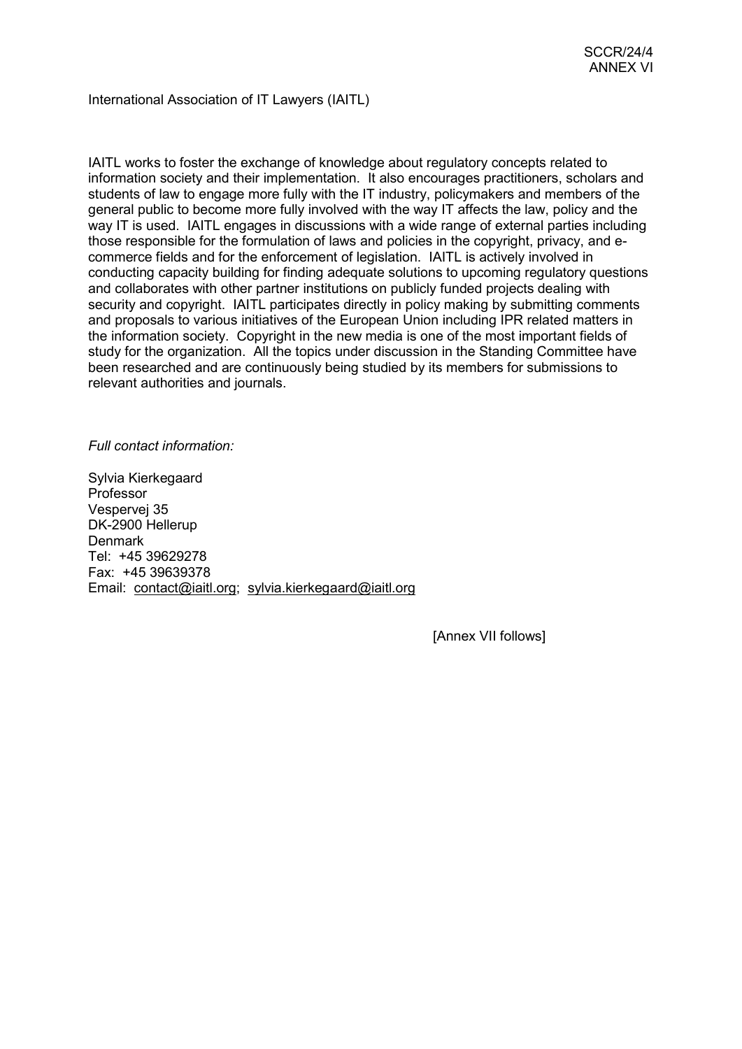International Association of IT Lawyers (IAITL)

IAITL works to foster the exchange of knowledge about regulatory concepts related to information society and their implementation. It also encourages practitioners, scholars and students of law to engage more fully with the IT industry, policymakers and members of the general public to become more fully involved with the way IT affects the law, policy and the way IT is used. IAITL engages in discussions with a wide range of external parties including those responsible for the formulation of laws and policies in the copyright, privacy, and e-commerce fields and for the enforcement of legislation. IAITL is actively involved in conducting capacity building for finding adequate solutions to upcoming regulatory questions and collaborates with other partner institutions on publicly funded projects dealing with security and copyright. IAITL participates directly in policy making by submitting comments and proposals to various initiatives of the European Union including IPR related matters in the information society. Copyright in the new media is one of the most important fields of study for the organization. All the topics under discussion in the Standing Committee have been researched and are continuously being studied by its members for submissions to relevant authorities and journals.

*Full contact information:*

Sylvia Kierkegaard
Professor
Vespervej 35
DK-2900 Hellerup
Denmark
Tel: +45 39629278
Fax: +45 39639378
Email: contact@iaitl.org; sylvia.kierkegaard@iaitl.org

[Annex VII follows]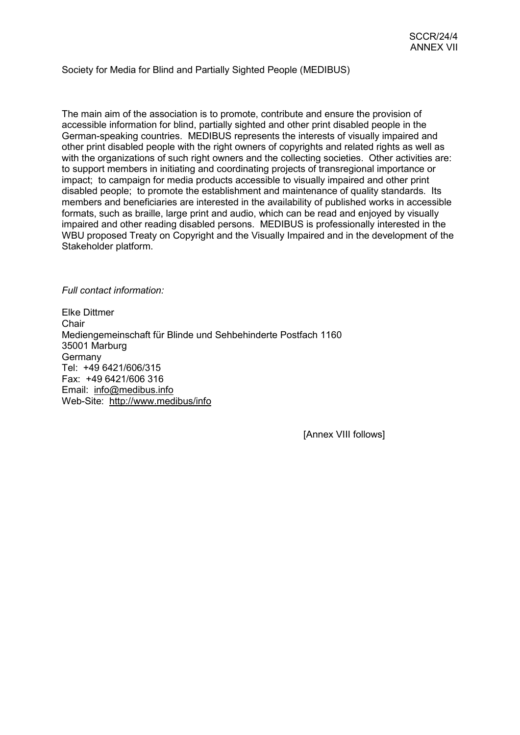Society for Media for Blind and Partially Sighted People (MEDIBUS)

The main aim of the association is to promote, contribute and ensure the provision of accessible information for blind, partially sighted and other print disabled people in the German-speaking countries. MEDIBUS represents the interests of visually impaired and other print disabled people with the right owners of copyrights and related rights as well as with the organizations of such right owners and the collecting societies. Other activities are: to support members in initiating and coordinating projects of transregional importance or impact; to campaign for media products accessible to visually impaired and other print disabled people; to promote the establishment and maintenance of quality standards. Its members and beneficiaries are interested in the availability of published works in accessible formats, such as braille, large print and audio, which can be read and enjoyed by visually impaired and other reading disabled persons. MEDIBUS is professionally interested in the WBU proposed Treaty on Copyright and the Visually Impaired and in the development of the Stakeholder platform.

*Full contact information:*

Elke Dittmer
Chair
Mediengemeinschaft für Blinde und Sehbehinderte Postfach 1160
35001 Marburg
Germany
Tel: +49 6421/606/315
Fax: +49 6421/606 316
Email: info@medibus.info
Web-Site: http://www.medibus/info

[Annex VIII follows]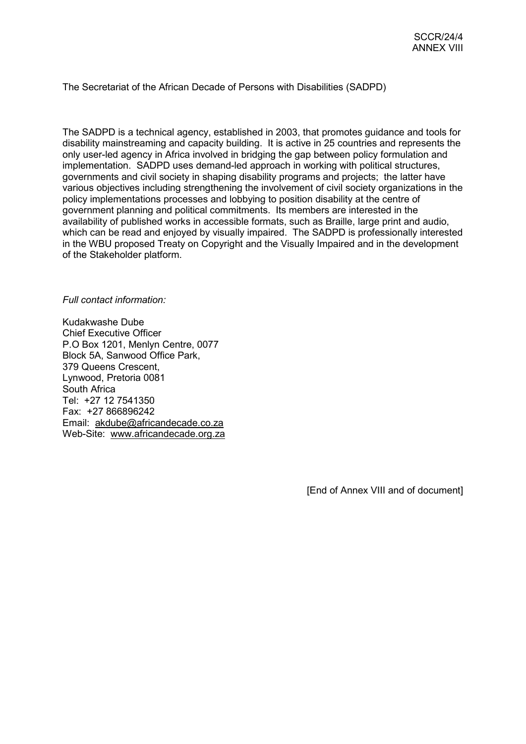The Secretariat of the African Decade of Persons with Disabilities (SADPD)

The SADPD is a technical agency, established in 2003, that promotes guidance and tools for disability mainstreaming and capacity building. It is active in 25 countries and represents the only user-led agency in Africa involved in bridging the gap between policy formulation and implementation. SADPD uses demand-led approach in working with political structures, governments and civil society in shaping disability programs and projects; the latter have various objectives including strengthening the involvement of civil society organizations in the policy implementations processes and lobbying to position disability at the centre of government planning and political commitments. Its members are interested in the availability of published works in accessible formats, such as Braille, large print and audio, which can be read and enjoyed by visually impaired. The SADPD is professionally interested in the WBU proposed Treaty on Copyright and the Visually Impaired and in the development of the Stakeholder platform.

*Full contact information:*

Kudakwashe Dube
Chief Executive Officer
P.O Box 1201, Menlyn Centre, 0077
Block 5A, Sanwood Office Park,
379 Queens Crescent,
Lynwood, Pretoria 0081
South Africa
Tel: +27 12 7541350
Fax: +27 866896242
Email: akdube@africandecade.co.za
Web-Site: www.africandecade.org.za

[End of Annex VIII and of document]